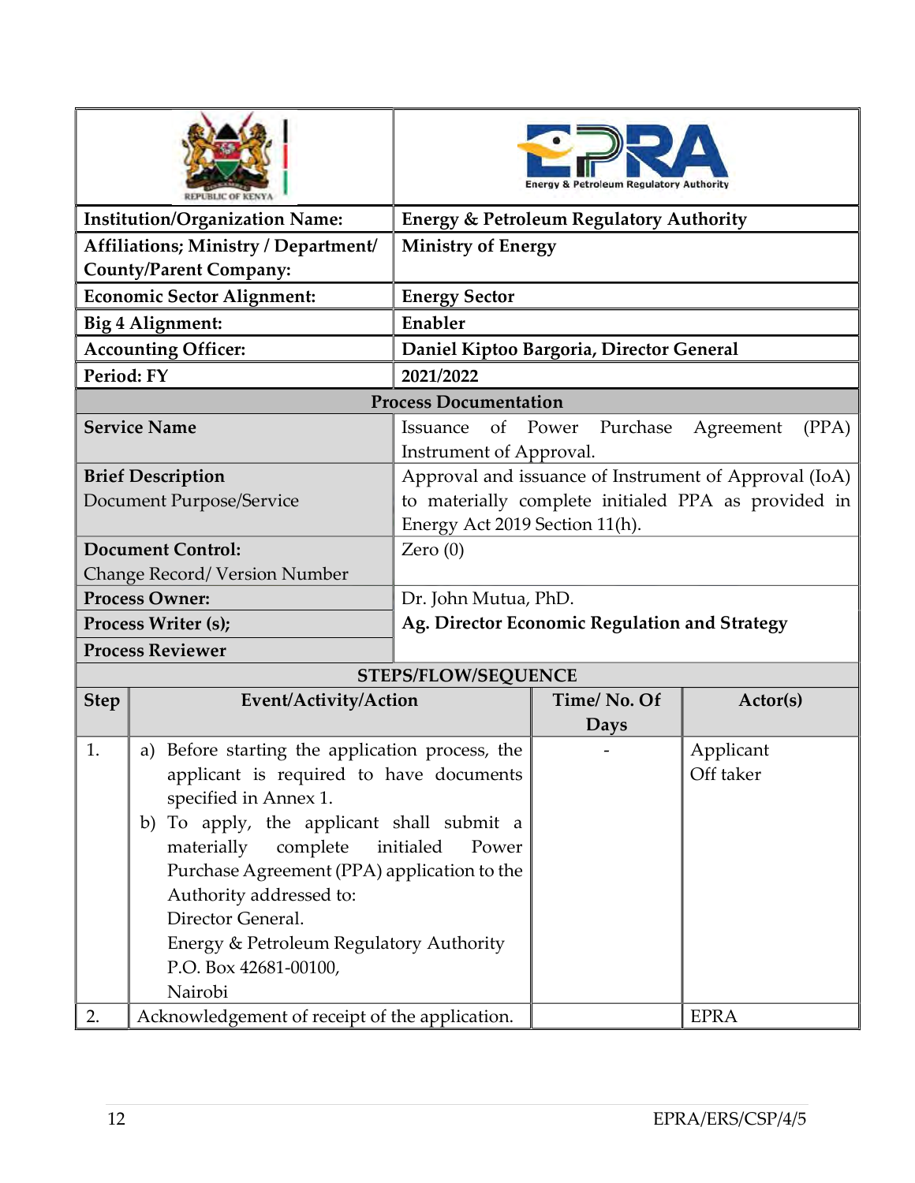| | |
|---|---|
| REPUBLIC OF KENYA | EPRA Energy & Petroleum Regulatory Authority |
| **Institution/Organization Name:** | **Energy & Petroleum Regulatory Authority** |
| **Affiliations; Ministry / Department/ County/Parent Company:** | **Ministry of Energy** |
| **Economic Sector Alignment:** | **Energy Sector** |
| **Big 4 Alignment:** | **Enabler** |
| **Accounting Officer:** | **Daniel Kiptoo Bargoria, Director General** |
| **Period: FY** | **2021/2022** |

**Process Documentation**

| | |
|---|---|
| **Service Name** | Issuance of Power Purchase Agreement (PPA) Instrument of Approval. |
| **Brief Description** Document Purpose/Service | Approval and issuance of Instrument of Approval (IoA) to materially complete initialed PPA as provided in Energy Act 2019 Section 11(h). |
| **Document Control:** Change Record/ Version Number | Zero (0) |
| **Process Owner:** | Dr. John Mutua, PhD. |
| **Process Writer (s);** | **Ag. Director Economic Regulation and Strategy** |
| **Process Reviewer** | |

**STEPS/FLOW/SEQUENCE**

| Step | Event/Activity/Action | Time/ No. Of Days | Actor(s) |
|---|---|---|---|
| 1. | a) Before starting the application process, the applicant is required to have documents specified in Annex 1.<br>b) To apply, the applicant shall submit a materially complete initialed Power Purchase Agreement (PPA) application to the Authority addressed to:<br>Director General.<br>Energy & Petroleum Regulatory Authority<br>P.O. Box 42681-00100,<br>Nairobi | - | Applicant<br>Off taker |
| 2. | Acknowledgement of receipt of the application. | | EPRA |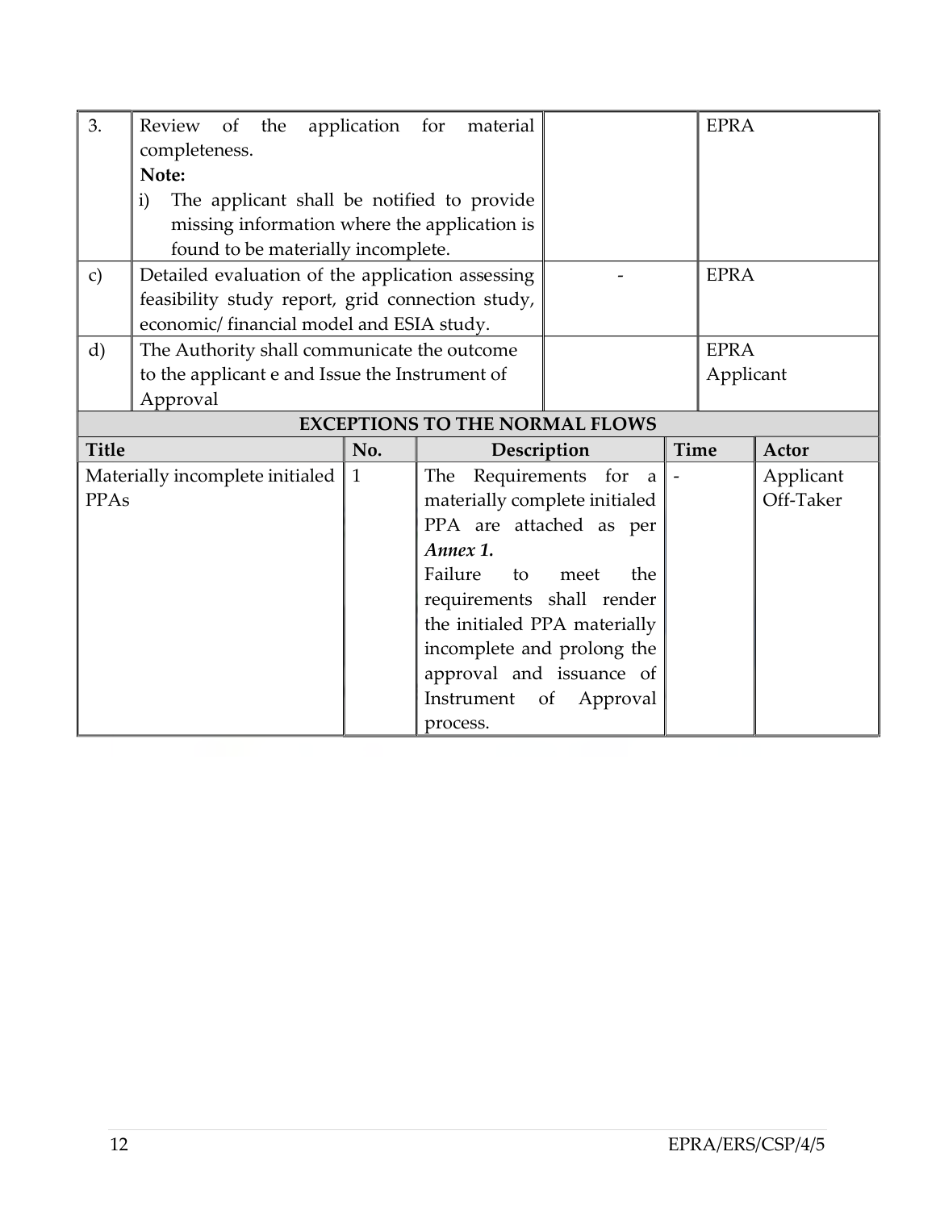| | | | |
|---|---|---|---|
| 3. | Review of the application for material completeness.<br>**Note:**<br>i) The applicant shall be notified to provide missing information where the application is found to be materially incomplete. | | EPRA |
| c) | Detailed evaluation of the application assessing feasibility study report, grid connection study, economic/ financial model and ESIA study. | - | EPRA |
| d) | The Authority shall communicate the outcome to the applicant e and Issue the Instrument of Approval | | EPRA<br>Applicant |

**EXCEPTIONS TO THE NORMAL FLOWS**

| Title | No. | Description | Time | Actor |
|---|---|---|---|---|
| Materially incomplete initialed PPAs | 1 | The Requirements for a materially complete initialed PPA are attached as per ***Annex 1.***<br>Failure to meet the requirements shall render the initialed PPA materially incomplete and prolong the approval and issuance of Instrument of Approval process. | - | Applicant<br>Off-Taker |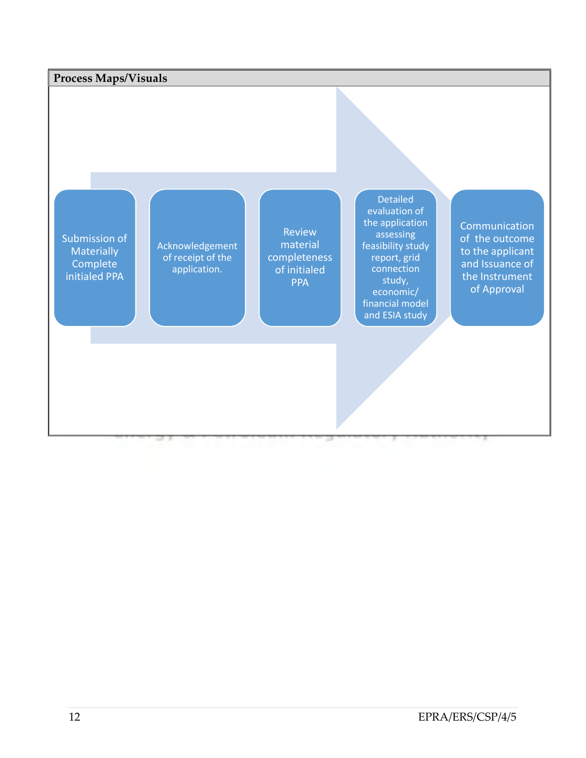| Process Maps/Visuals |
| --- |
| Submission of Materially Complete initialed PPA → Acknowledgement of receipt of the application. → Review material completeness of initialed PPA → Detailed evaluation of the application assessing feasibility study report, grid connection study, economic/ financial model and ESIA study → Communication of the outcome to the applicant and Issuance of the Instrument of Approval |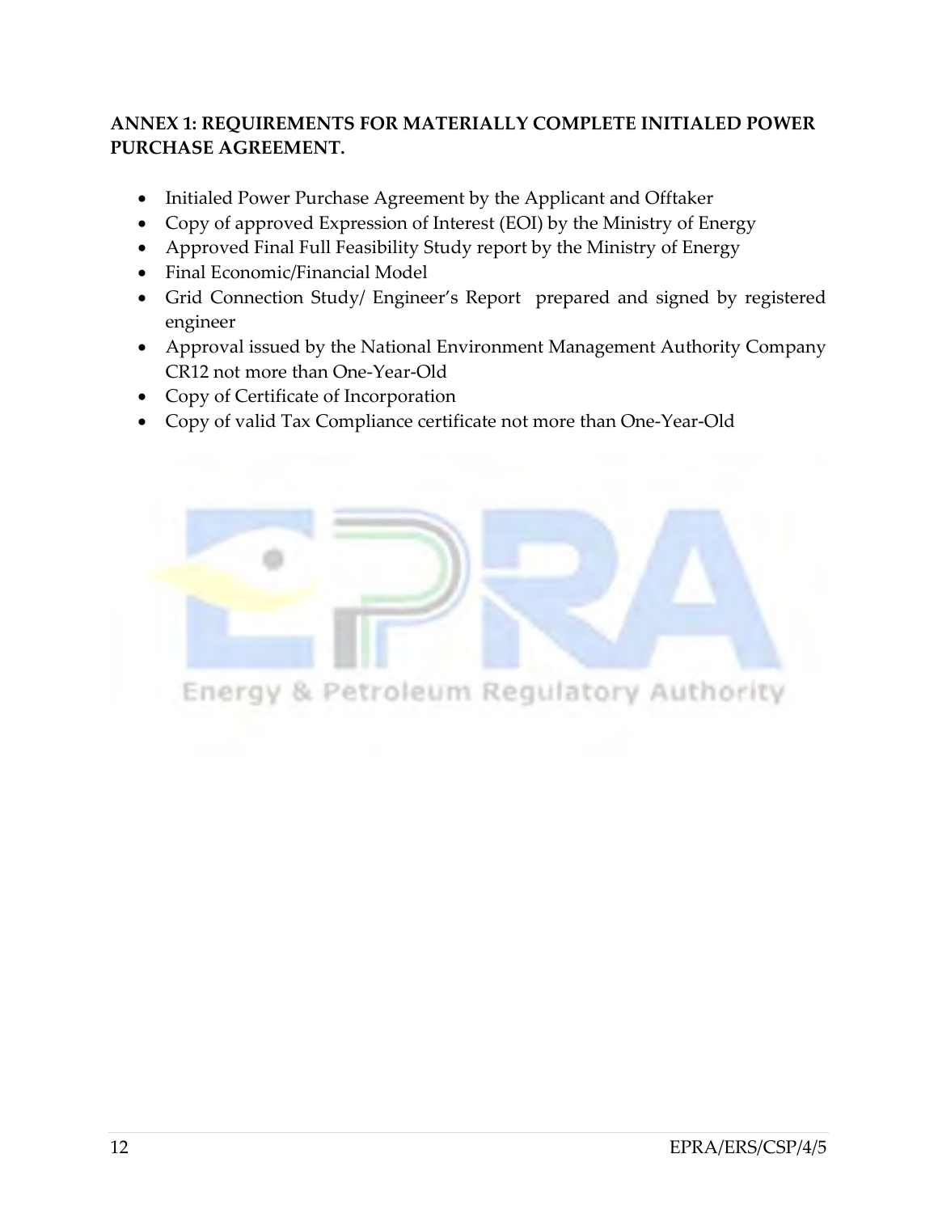**ANNEX 1: REQUIREMENTS FOR MATERIALLY COMPLETE INITIALED POWER PURCHASE AGREEMENT.**

- Initialed Power Purchase Agreement by the Applicant and Offtaker
- Copy of approved Expression of Interest (EOI) by the Ministry of Energy
- Approved Final Full Feasibility Study report by the Ministry of Energy
- Final Economic/Financial Model
- Grid Connection Study/ Engineer's Report prepared and signed by registered engineer
- Approval issued by the National Environment Management Authority Company CR12 not more than One-Year-Old
- Copy of Certificate of Incorporation
- Copy of valid Tax Compliance certificate not more than One-Year-Old